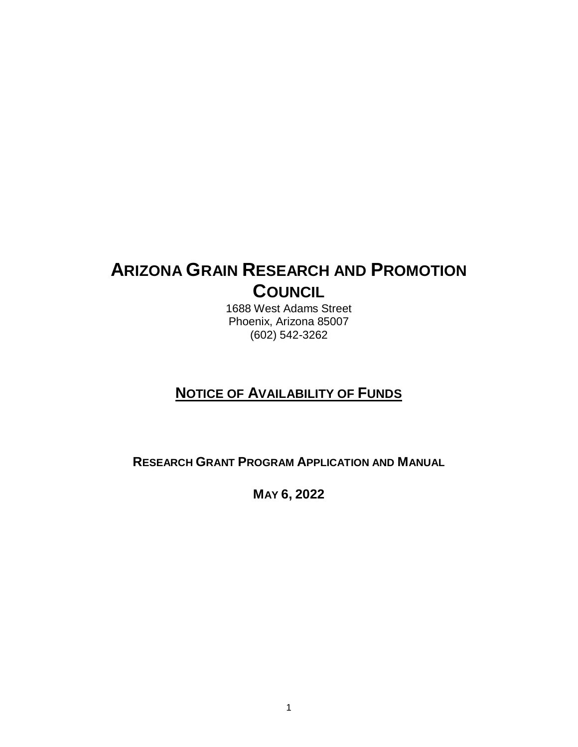# ARIZONA GRAIN RESEARCH AND PROMOTION COUNCIL

1688 West Adams Street
Phoenix, Arizona 85007
(602) 542-3262

## NOTICE OF AVAILABILITY OF FUNDS

### RESEARCH GRANT PROGRAM APPLICATION AND MANUAL

### MAY 6, 2022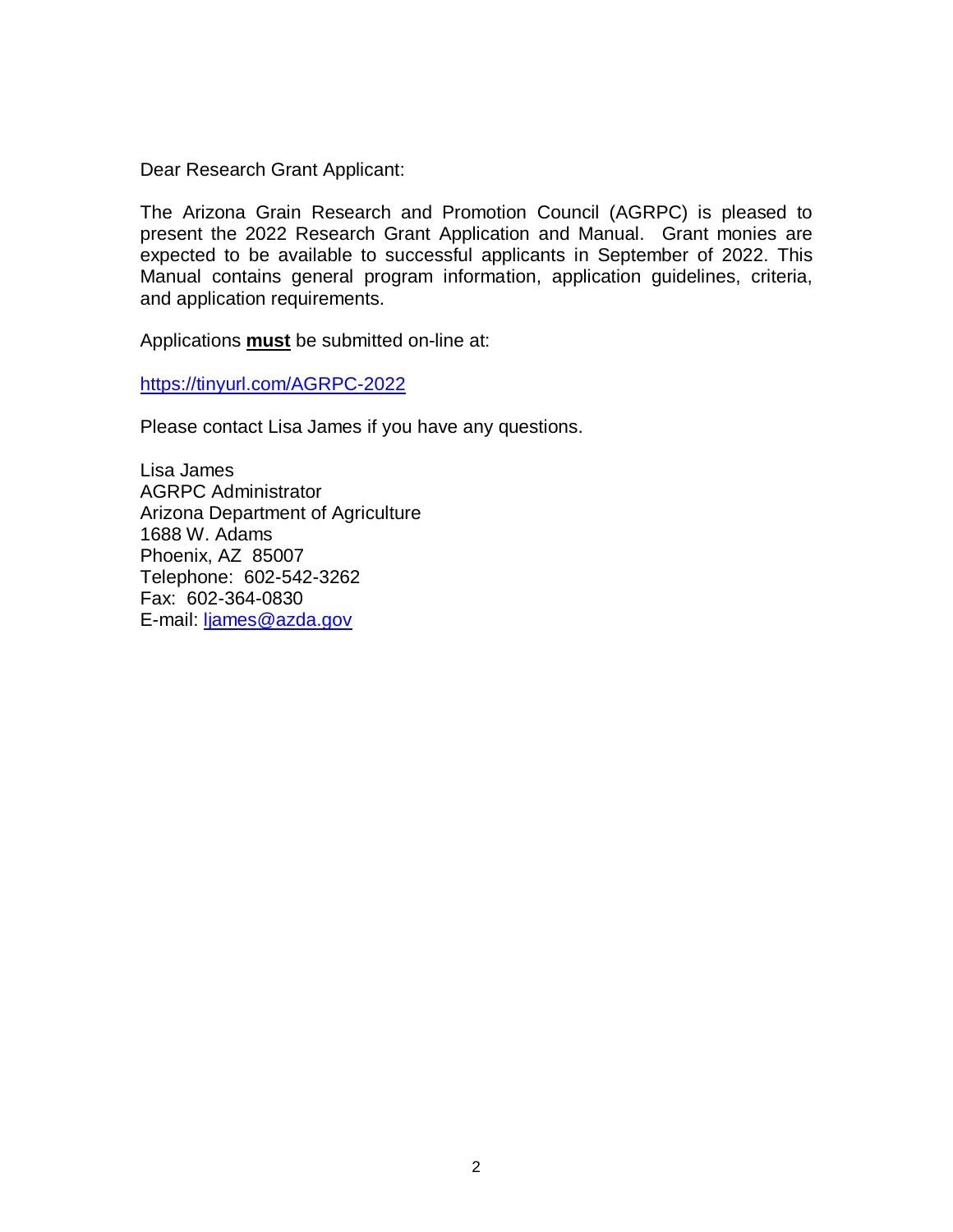Dear Research Grant Applicant:

The Arizona Grain Research and Promotion Council (AGRPC) is pleased to present the 2022 Research Grant Application and Manual. Grant monies are expected to be available to successful applicants in September of 2022. This Manual contains general program information, application guidelines, criteria, and application requirements.

Applications **must** be submitted on-line at:

https://tinyurl.com/AGRPC-2022

Please contact Lisa James if you have any questions.

Lisa James  
AGRPC Administrator  
Arizona Department of Agriculture  
1688 W. Adams  
Phoenix, AZ 85007  
Telephone: 602-542-3262  
Fax: 602-364-0830  
E-mail: ljames@azda.gov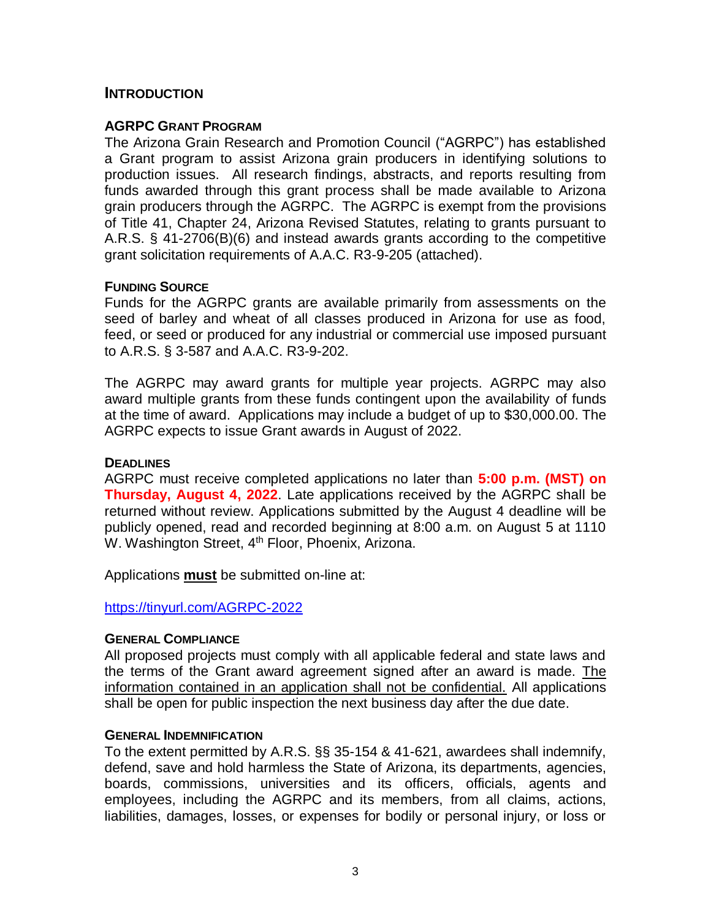## INTRODUCTION

### AGRPC GRANT PROGRAM

The Arizona Grain Research and Promotion Council ("AGRPC") has established a Grant program to assist Arizona grain producers in identifying solutions to production issues. All research findings, abstracts, and reports resulting from funds awarded through this grant process shall be made available to Arizona grain producers through the AGRPC. The AGRPC is exempt from the provisions of Title 41, Chapter 24, Arizona Revised Statutes, relating to grants pursuant to A.R.S. § 41-2706(B)(6) and instead awards grants according to the competitive grant solicitation requirements of A.A.C. R3-9-205 (attached).

#### FUNDING SOURCE

Funds for the AGRPC grants are available primarily from assessments on the seed of barley and wheat of all classes produced in Arizona for use as food, feed, or seed or produced for any industrial or commercial use imposed pursuant to A.R.S. § 3-587 and A.A.C. R3-9-202.

The AGRPC may award grants for multiple year projects. AGRPC may also award multiple grants from these funds contingent upon the availability of funds at the time of award. Applications may include a budget of up to $30,000.00. The AGRPC expects to issue Grant awards in August of 2022.

#### DEADLINES

AGRPC must receive completed applications no later than **5:00 p.m. (MST) on Thursday, August 4, 2022**. Late applications received by the AGRPC shall be returned without review. Applications submitted by the August 4 deadline will be publicly opened, read and recorded beginning at 8:00 a.m. on August 5 at 1110 W. Washington Street, 4th Floor, Phoenix, Arizona.

Applications **must** be submitted on-line at:

https://tinyurl.com/AGRPC-2022

#### GENERAL COMPLIANCE

All proposed projects must comply with all applicable federal and state laws and the terms of the Grant award agreement signed after an award is made. The information contained in an application shall not be confidential. All applications shall be open for public inspection the next business day after the due date.

#### GENERAL INDEMNIFICATION

To the extent permitted by A.R.S. §§ 35-154 & 41-621, awardees shall indemnify, defend, save and hold harmless the State of Arizona, its departments, agencies, boards, commissions, universities and its officers, officials, agents and employees, including the AGRPC and its members, from all claims, actions, liabilities, damages, losses, or expenses for bodily or personal injury, or loss or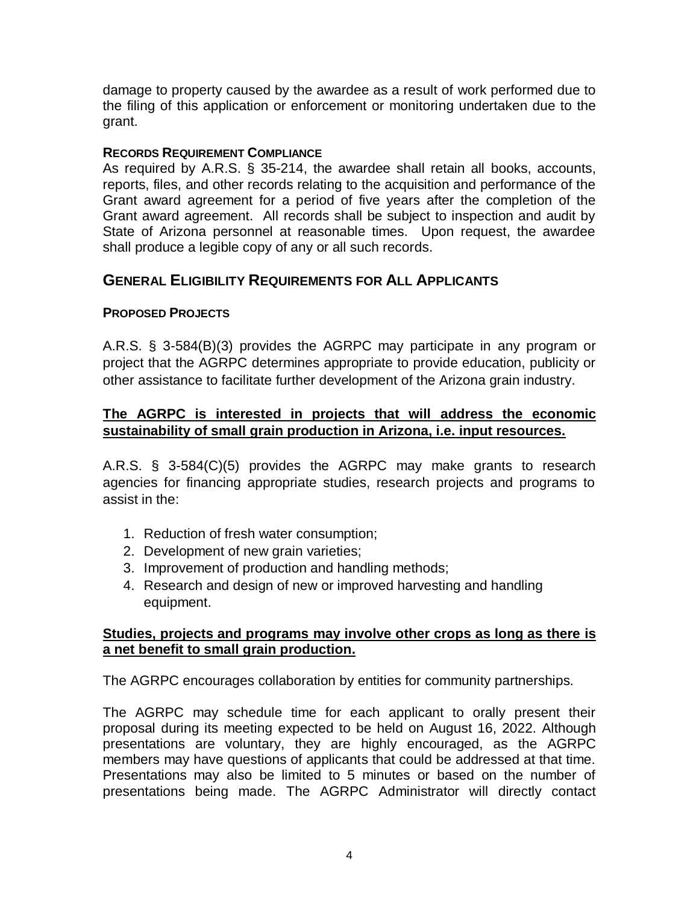damage to property caused by the awardee as a result of work performed due to the filing of this application or enforcement or monitoring undertaken due to the grant.

### RECORDS REQUIREMENT COMPLIANCE

As required by A.R.S. § 35-214, the awardee shall retain all books, accounts, reports, files, and other records relating to the acquisition and performance of the Grant award agreement for a period of five years after the completion of the Grant award agreement. All records shall be subject to inspection and audit by State of Arizona personnel at reasonable times. Upon request, the awardee shall produce a legible copy of any or all such records.

## GENERAL ELIGIBILITY REQUIREMENTS FOR ALL APPLICANTS

### PROPOSED PROJECTS

A.R.S. § 3-584(B)(3) provides the AGRPC may participate in any program or project that the AGRPC determines appropriate to provide education, publicity or other assistance to facilitate further development of the Arizona grain industry.

**The AGRPC is interested in projects that will address the economic sustainability of small grain production in Arizona, i.e. input resources.**

A.R.S. § 3-584(C)(5) provides the AGRPC may make grants to research agencies for financing appropriate studies, research projects and programs to assist in the:

1. Reduction of fresh water consumption;
2. Development of new grain varieties;
3. Improvement of production and handling methods;
4. Research and design of new or improved harvesting and handling equipment.

**Studies, projects and programs may involve other crops as long as there is a net benefit to small grain production.**

The AGRPC encourages collaboration by entities for community partnerships.

The AGRPC may schedule time for each applicant to orally present their proposal during its meeting expected to be held on August 16, 2022. Although presentations are voluntary, they are highly encouraged, as the AGRPC members may have questions of applicants that could be addressed at that time. Presentations may also be limited to 5 minutes or based on the number of presentations being made. The AGRPC Administrator will directly contact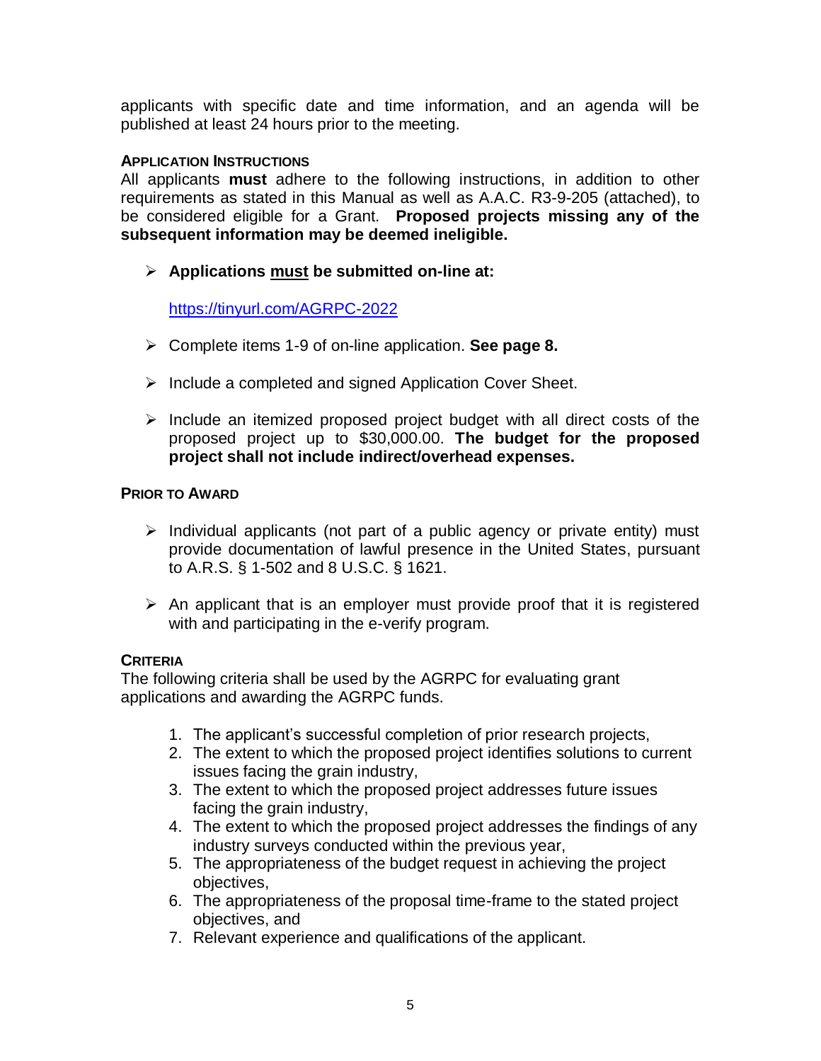applicants with specific date and time information, and an agenda will be published at least 24 hours prior to the meeting.

### APPLICATION INSTRUCTIONS

All applicants **must** adhere to the following instructions, in addition to other requirements as stated in this Manual as well as A.A.C. R3-9-205 (attached), to be considered eligible for a Grant. **Proposed projects missing any of the subsequent information may be deemed ineligible.**

- **Applications must be submitted on-line at:**

  https://tinyurl.com/AGRPC-2022

- Complete items 1-9 of on-line application. **See page 8.**
- Include a completed and signed Application Cover Sheet.
- Include an itemized proposed project budget with all direct costs of the proposed project up to $30,000.00. **The budget for the proposed project shall not include indirect/overhead expenses.**

### PRIOR TO AWARD

- Individual applicants (not part of a public agency or private entity) must provide documentation of lawful presence in the United States, pursuant to A.R.S. § 1-502 and 8 U.S.C. § 1621.
- An applicant that is an employer must provide proof that it is registered with and participating in the e-verify program.

### CRITERIA

The following criteria shall be used by the AGRPC for evaluating grant applications and awarding the AGRPC funds.

1. The applicant's successful completion of prior research projects,
2. The extent to which the proposed project identifies solutions to current issues facing the grain industry,
3. The extent to which the proposed project addresses future issues facing the grain industry,
4. The extent to which the proposed project addresses the findings of any industry surveys conducted within the previous year,
5. The appropriateness of the budget request in achieving the project objectives,
6. The appropriateness of the proposal time-frame to the stated project objectives, and
7. Relevant experience and qualifications of the applicant.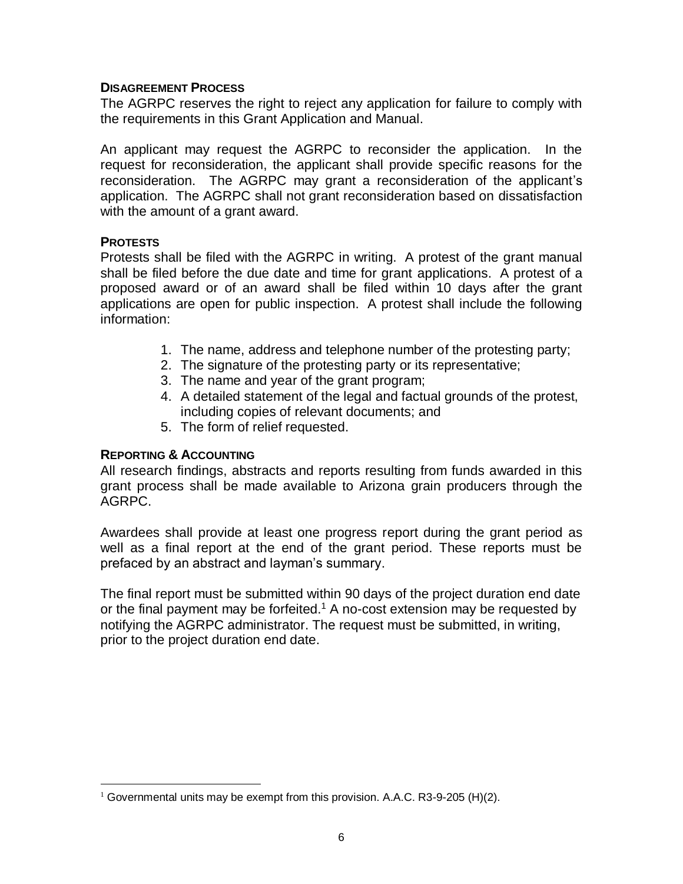### Disagreement Process

The AGRPC reserves the right to reject any application for failure to comply with the requirements in this Grant Application and Manual.

An applicant may request the AGRPC to reconsider the application. In the request for reconsideration, the applicant shall provide specific reasons for the reconsideration. The AGRPC may grant a reconsideration of the applicant's application. The AGRPC shall not grant reconsideration based on dissatisfaction with the amount of a grant award.

### Protests

Protests shall be filed with the AGRPC in writing. A protest of the grant manual shall be filed before the due date and time for grant applications. A protest of a proposed award or of an award shall be filed within 10 days after the grant applications are open for public inspection. A protest shall include the following information:

1. The name, address and telephone number of the protesting party;
2. The signature of the protesting party or its representative;
3. The name and year of the grant program;
4. A detailed statement of the legal and factual grounds of the protest, including copies of relevant documents; and
5. The form of relief requested.

### Reporting & Accounting

All research findings, abstracts and reports resulting from funds awarded in this grant process shall be made available to Arizona grain producers through the AGRPC.

Awardees shall provide at least one progress report during the grant period as well as a final report at the end of the grant period. These reports must be prefaced by an abstract and layman's summary.

The final report must be submitted within 90 days of the project duration end date or the final payment may be forfeited.[1] A no-cost extension may be requested by notifying the AGRPC administrator. The request must be submitted, in writing, prior to the project duration end date.

---

[1] Governmental units may be exempt from this provision. A.A.C. R3-9-205 (H)(2).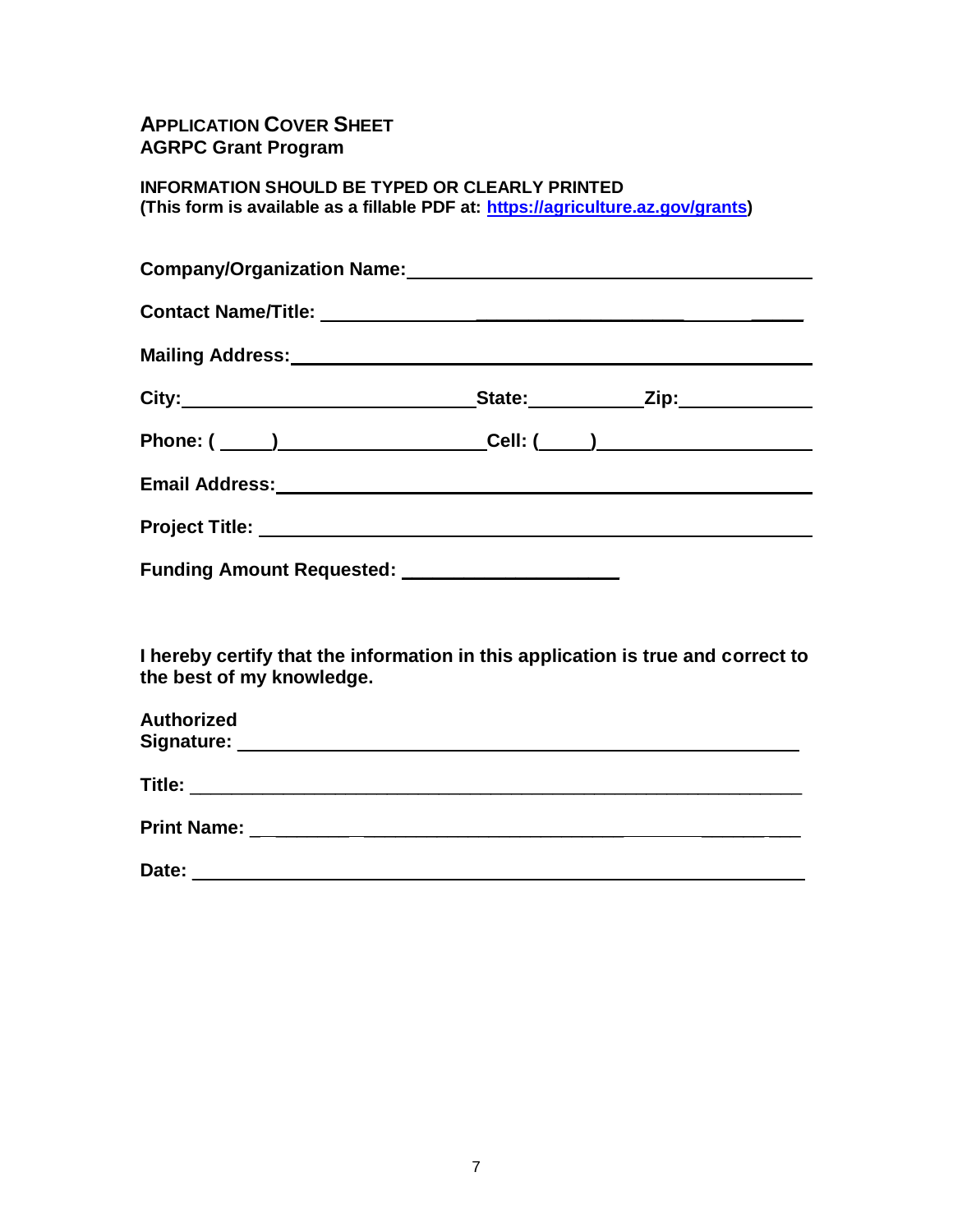# APPLICATION COVER SHEET
## AGRPC Grant Program

**INFORMATION SHOULD BE TYPED OR CLEARLY PRINTED**
**(This form is available as a fillable PDF at: [https://agriculture.az.gov/grants](https://agriculture.az.gov/grants))**

**Company/Organization Name:** ______________________________________

**Contact Name/Title:** ______________________________________

**Mailing Address:** ______________________________________

**City:** ____________________ **State:** __________ **Zip:** __________

**Phone:** ( _____ ) ____________________ **Cell:** ( _____ ) ____________________

**Email Address:** ______________________________________

**Project Title:** ______________________________________

**Funding Amount Requested:** ____________________

**I hereby certify that the information in this application is true and correct to the best of my knowledge.**

**Authorized Signature:** ______________________________________

**Title:** ______________________________________

**Print Name:** ______________________________________

**Date:** ______________________________________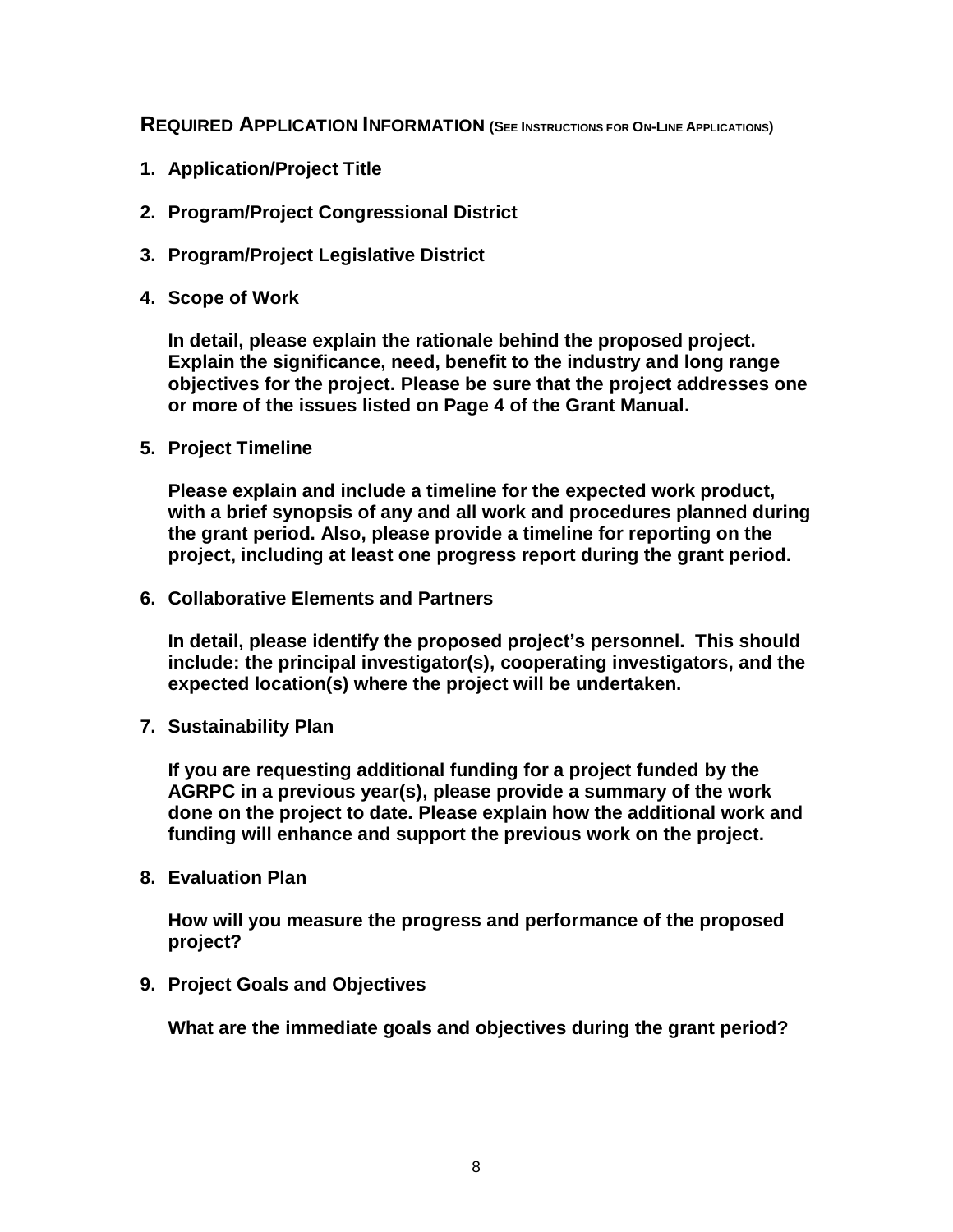## Required Application Information (See Instructions for On-Line Applications)

1. **Application/Project Title**

2. **Program/Project Congressional District**

3. **Program/Project Legislative District**

4. **Scope of Work**

   **In detail, please explain the rationale behind the proposed project. Explain the significance, need, benefit to the industry and long range objectives for the project. Please be sure that the project addresses one or more of the issues listed on Page 4 of the Grant Manual.**

5. **Project Timeline**

   **Please explain and include a timeline for the expected work product, with a brief synopsis of any and all work and procedures planned during the grant period. Also, please provide a timeline for reporting on the project, including at least one progress report during the grant period.**

6. **Collaborative Elements and Partners**

   **In detail, please identify the proposed project's personnel. This should include: the principal investigator(s), cooperating investigators, and the expected location(s) where the project will be undertaken.**

7. **Sustainability Plan**

   **If you are requesting additional funding for a project funded by the AGRPC in a previous year(s), please provide a summary of the work done on the project to date. Please explain how the additional work and funding will enhance and support the previous work on the project.**

8. **Evaluation Plan**

   **How will you measure the progress and performance of the proposed project?**

9. **Project Goals and Objectives**

   **What are the immediate goals and objectives during the grant period?**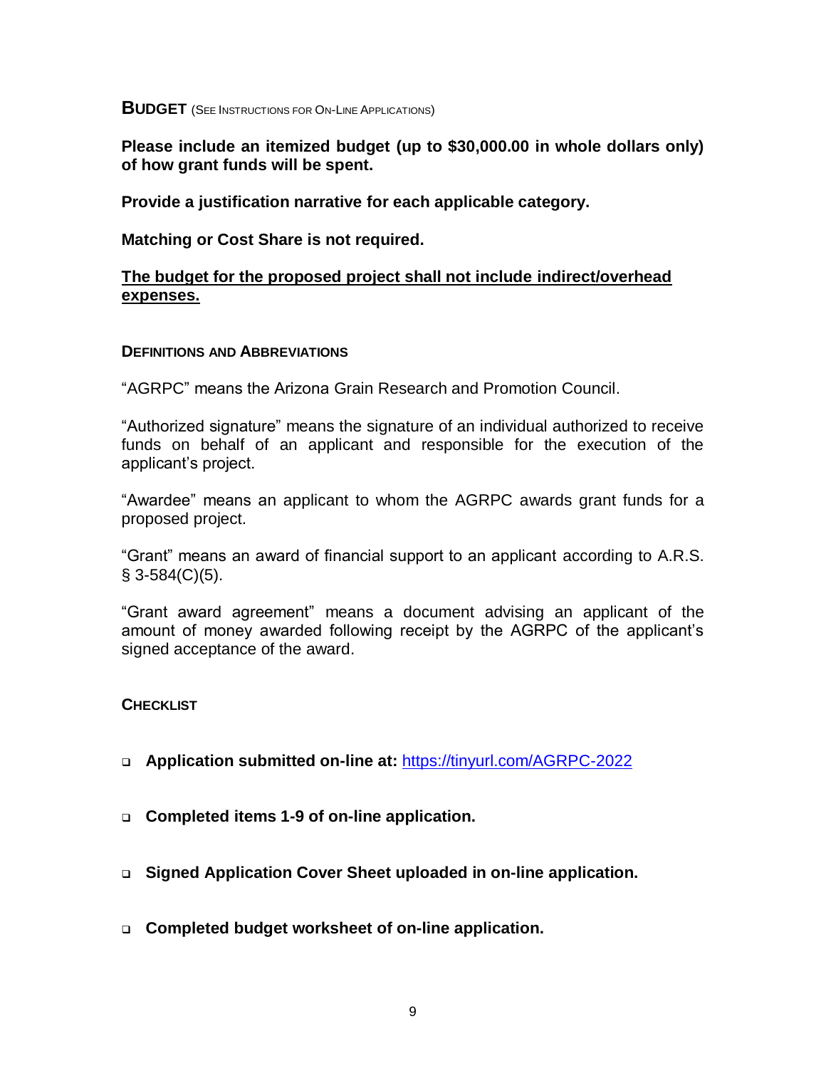## BUDGET (SEE INSTRUCTIONS FOR ON-LINE APPLICATIONS)

**Please include an itemized budget (up to $30,000.00 in whole dollars only) of how grant funds will be spent.**

**Provide a justification narrative for each applicable category.**

**Matching or Cost Share is not required.**

**<u>The budget for the proposed project shall not include indirect/overhead expenses.</u>**

### DEFINITIONS AND ABBREVIATIONS

"AGRPC" means the Arizona Grain Research and Promotion Council.

"Authorized signature" means the signature of an individual authorized to receive funds on behalf of an applicant and responsible for the execution of the applicant's project.

"Awardee" means an applicant to whom the AGRPC awards grant funds for a proposed project.

"Grant" means an award of financial support to an applicant according to A.R.S. § 3-584(C)(5).

"Grant award agreement" means a document advising an applicant of the amount of money awarded following receipt by the AGRPC of the applicant's signed acceptance of the award.

### CHECKLIST

- ❑ **Application submitted on-line at:** https://tinyurl.com/AGRPC-2022
- ❑ **Completed items 1-9 of on-line application.**
- ❑ **Signed Application Cover Sheet uploaded in on-line application.**
- ❑ **Completed budget worksheet of on-line application.**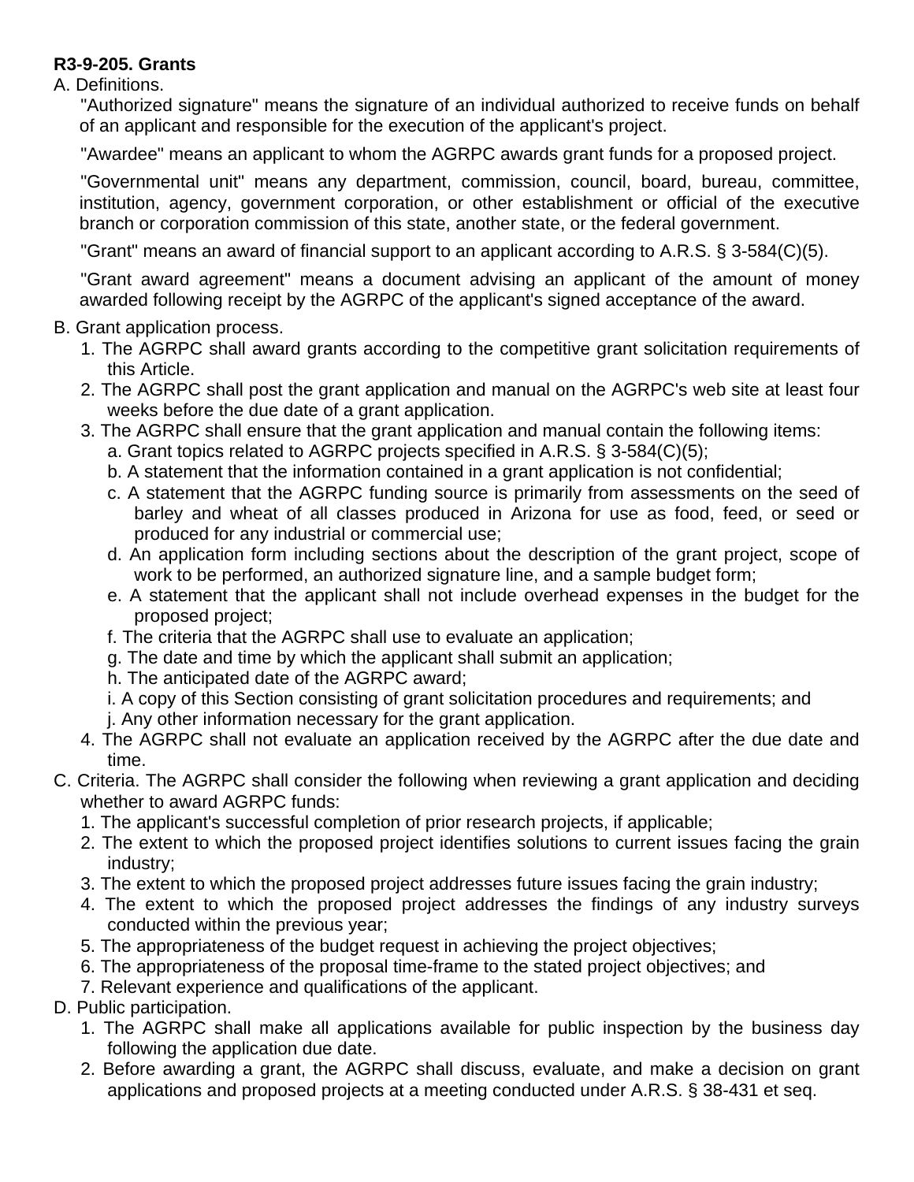**R3-9-205. Grants**

A. Definitions.

"Authorized signature" means the signature of an individual authorized to receive funds on behalf of an applicant and responsible for the execution of the applicant's project.

"Awardee" means an applicant to whom the AGRPC awards grant funds for a proposed project.

"Governmental unit" means any department, commission, council, board, bureau, committee, institution, agency, government corporation, or other establishment or official of the executive branch or corporation commission of this state, another state, or the federal government.

"Grant" means an award of financial support to an applicant according to A.R.S. § 3-584(C)(5).

"Grant award agreement" means a document advising an applicant of the amount of money awarded following receipt by the AGRPC of the applicant's signed acceptance of the award.

B. Grant application process.

1. The AGRPC shall award grants according to the competitive grant solicitation requirements of this Article.
2. The AGRPC shall post the grant application and manual on the AGRPC's web site at least four weeks before the due date of a grant application.
3. The AGRPC shall ensure that the grant application and manual contain the following items:
   a. Grant topics related to AGRPC projects specified in A.R.S. § 3-584(C)(5);
   b. A statement that the information contained in a grant application is not confidential;
   c. A statement that the AGRPC funding source is primarily from assessments on the seed of barley and wheat of all classes produced in Arizona for use as food, feed, or seed or produced for any industrial or commercial use;
   d. An application form including sections about the description of the grant project, scope of work to be performed, an authorized signature line, and a sample budget form;
   e. A statement that the applicant shall not include overhead expenses in the budget for the proposed project;
   f. The criteria that the AGRPC shall use to evaluate an application;
   g. The date and time by which the applicant shall submit an application;
   h. The anticipated date of the AGRPC award;
   i. A copy of this Section consisting of grant solicitation procedures and requirements; and
   j. Any other information necessary for the grant application.
4. The AGRPC shall not evaluate an application received by the AGRPC after the due date and time.

C. Criteria. The AGRPC shall consider the following when reviewing a grant application and deciding whether to award AGRPC funds:

1. The applicant's successful completion of prior research projects, if applicable;
2. The extent to which the proposed project identifies solutions to current issues facing the grain industry;
3. The extent to which the proposed project addresses future issues facing the grain industry;
4. The extent to which the proposed project addresses the findings of any industry surveys conducted within the previous year;
5. The appropriateness of the budget request in achieving the project objectives;
6. The appropriateness of the proposal time-frame to the stated project objectives; and
7. Relevant experience and qualifications of the applicant.

D. Public participation.

1. The AGRPC shall make all applications available for public inspection by the business day following the application due date.
2. Before awarding a grant, the AGRPC shall discuss, evaluate, and make a decision on grant applications and proposed projects at a meeting conducted under A.R.S. § 38-431 et seq.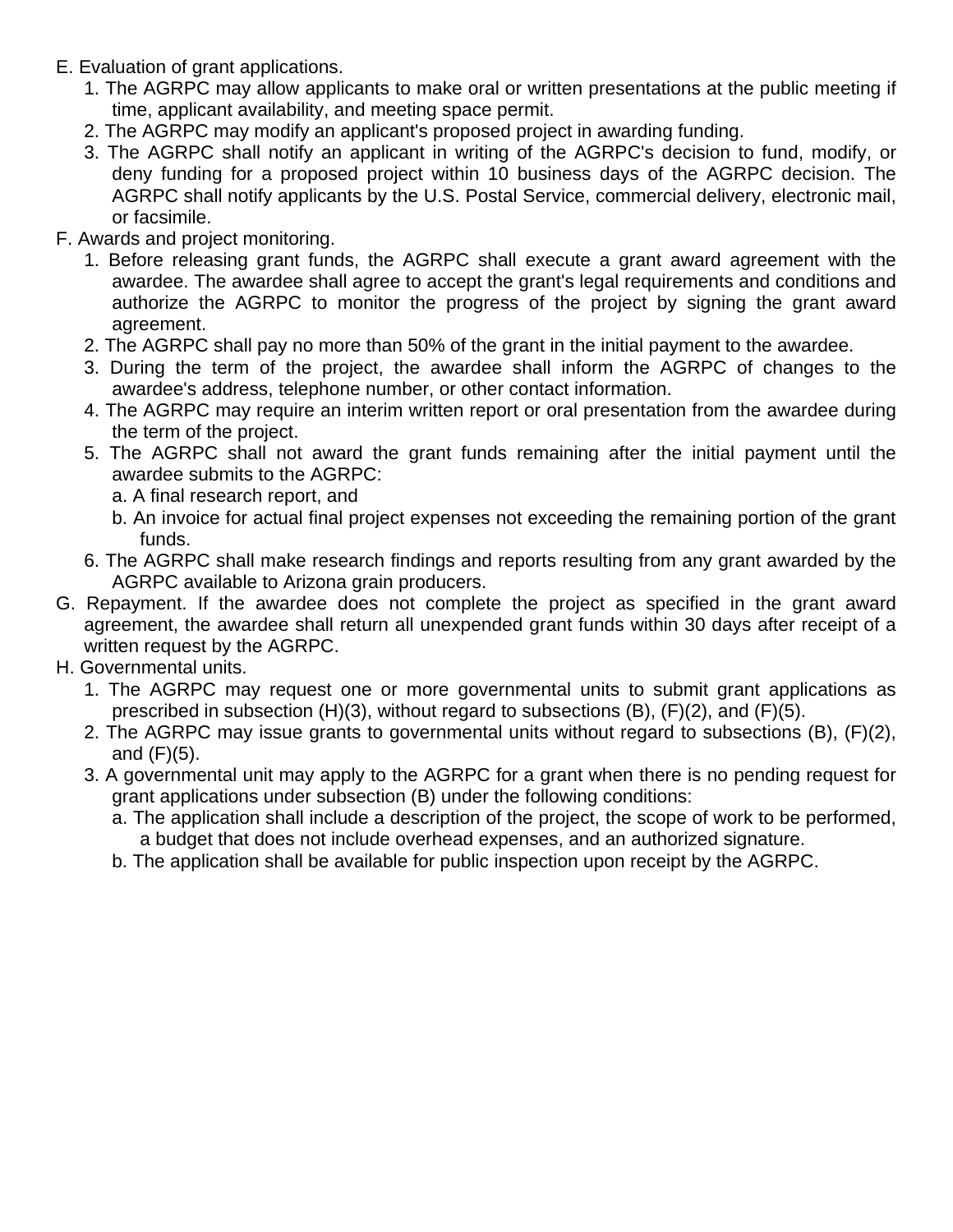E. Evaluation of grant applications.

1. The AGRPC may allow applicants to make oral or written presentations at the public meeting if time, applicant availability, and meeting space permit.
2. The AGRPC may modify an applicant's proposed project in awarding funding.
3. The AGRPC shall notify an applicant in writing of the AGRPC's decision to fund, modify, or deny funding for a proposed project within 10 business days of the AGRPC decision. The AGRPC shall notify applicants by the U.S. Postal Service, commercial delivery, electronic mail, or facsimile.

F. Awards and project monitoring.

1. Before releasing grant funds, the AGRPC shall execute a grant award agreement with the awardee. The awardee shall agree to accept the grant's legal requirements and conditions and authorize the AGRPC to monitor the progress of the project by signing the grant award agreement.
2. The AGRPC shall pay no more than 50% of the grant in the initial payment to the awardee.
3. During the term of the project, the awardee shall inform the AGRPC of changes to the awardee's address, telephone number, or other contact information.
4. The AGRPC may require an interim written report or oral presentation from the awardee during the term of the project.
5. The AGRPC shall not award the grant funds remaining after the initial payment until the awardee submits to the AGRPC:
   a. A final research report, and
   b. An invoice for actual final project expenses not exceeding the remaining portion of the grant funds.
6. The AGRPC shall make research findings and reports resulting from any grant awarded by the AGRPC available to Arizona grain producers.

G. Repayment. If the awardee does not complete the project as specified in the grant award agreement, the awardee shall return all unexpended grant funds within 30 days after receipt of a written request by the AGRPC.

H. Governmental units.

1. The AGRPC may request one or more governmental units to submit grant applications as prescribed in subsection (H)(3), without regard to subsections (B), (F)(2), and (F)(5).
2. The AGRPC may issue grants to governmental units without regard to subsections (B), (F)(2), and (F)(5).
3. A governmental unit may apply to the AGRPC for a grant when there is no pending request for grant applications under subsection (B) under the following conditions:
   a. The application shall include a description of the project, the scope of work to be performed, a budget that does not include overhead expenses, and an authorized signature.
   b. The application shall be available for public inspection upon receipt by the AGRPC.